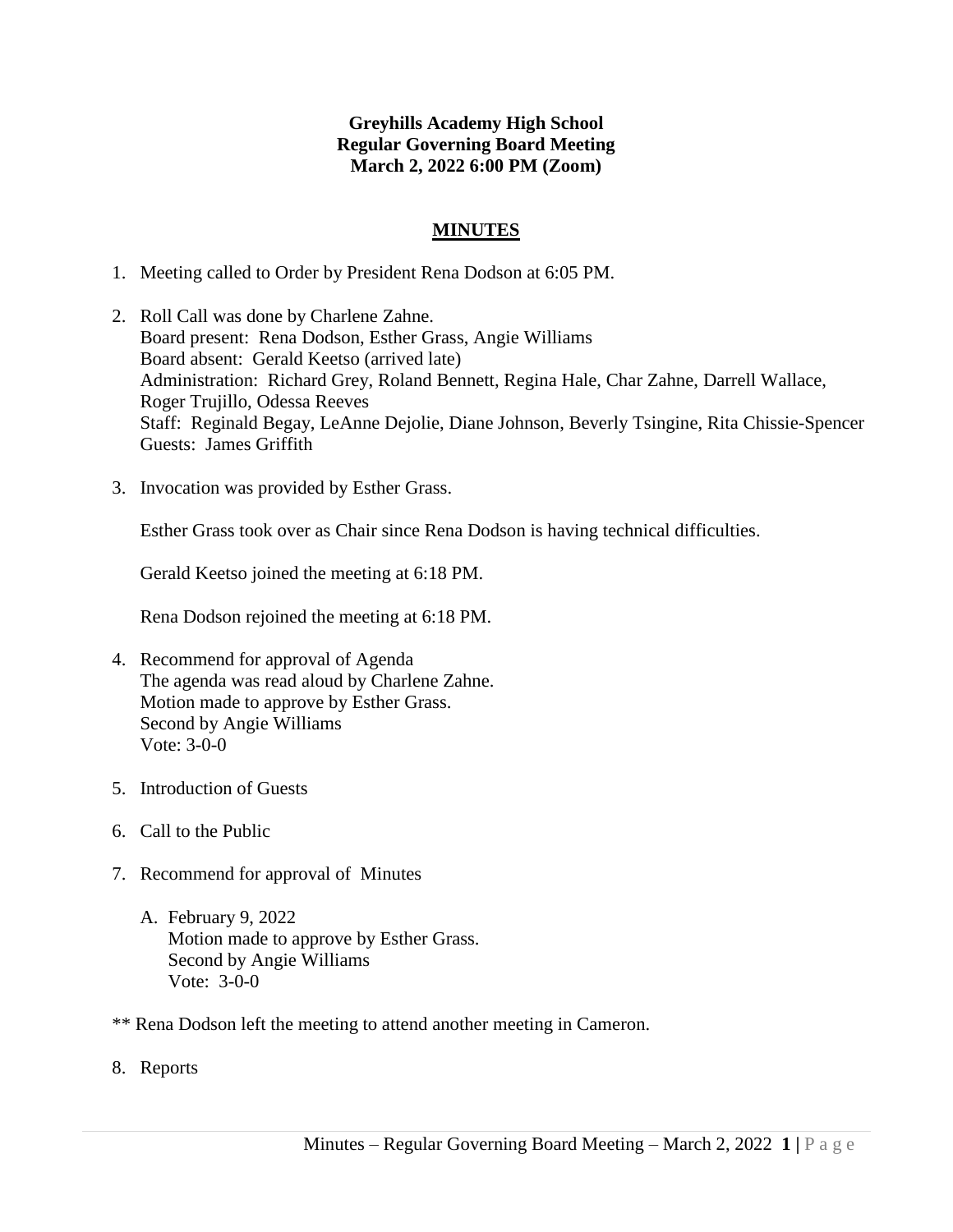**Greyhills Academy High School**
**Regular Governing Board Meeting**
**March 2, 2022 6:00 PM (Zoom)**

## MINUTES

1. Meeting called to Order by President Rena Dodson at 6:05 PM.

2. Roll Call was done by Charlene Zahne.
   Board present: Rena Dodson, Esther Grass, Angie Williams
   Board absent: Gerald Keetso (arrived late)
   Administration: Richard Grey, Roland Bennett, Regina Hale, Char Zahne, Darrell Wallace, Roger Trujillo, Odessa Reeves
   Staff: Reginald Begay, LeAnne Dejolie, Diane Johnson, Beverly Tsingine, Rita Chissie-Spencer
   Guests: James Griffith

3. Invocation was provided by Esther Grass.

   Esther Grass took over as Chair since Rena Dodson is having technical difficulties.

   Gerald Keetso joined the meeting at 6:18 PM.

   Rena Dodson rejoined the meeting at 6:18 PM.

4. Recommend for approval of Agenda
   The agenda was read aloud by Charlene Zahne.
   Motion made to approve by Esther Grass.
   Second by Angie Williams
   Vote: 3-0-0

5. Introduction of Guests

6. Call to the Public

7. Recommend for approval of Minutes

   A. February 9, 2022
      Motion made to approve by Esther Grass.
      Second by Angie Williams
      Vote: 3-0-0

** Rena Dodson left the meeting to attend another meeting in Cameron.

8. Reports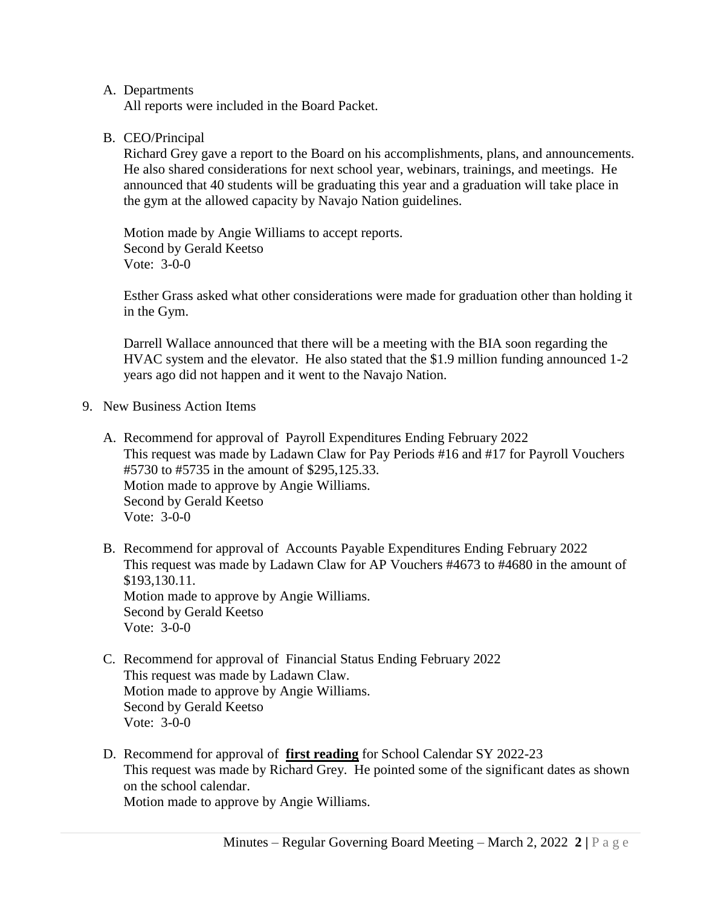A. Departments
   All reports were included in the Board Packet.

B. CEO/Principal
   Richard Grey gave a report to the Board on his accomplishments, plans, and announcements. He also shared considerations for next school year, webinars, trainings, and meetings. He announced that 40 students will be graduating this year and a graduation will take place in the gym at the allowed capacity by Navajo Nation guidelines.

   Motion made by Angie Williams to accept reports.
   Second by Gerald Keetso
   Vote: 3-0-0

   Esther Grass asked what other considerations were made for graduation other than holding it in the Gym.

   Darrell Wallace announced that there will be a meeting with the BIA soon regarding the HVAC system and the elevator. He also stated that the $1.9 million funding announced 1-2 years ago did not happen and it went to the Navajo Nation.

9. New Business Action Items

   A. Recommend for approval of Payroll Expenditures Ending February 2022
      This request was made by Ladawn Claw for Pay Periods #16 and #17 for Payroll Vouchers #5730 to #5735 in the amount of $295,125.33.
      Motion made to approve by Angie Williams.
      Second by Gerald Keetso
      Vote: 3-0-0

   B. Recommend for approval of Accounts Payable Expenditures Ending February 2022
      This request was made by Ladawn Claw for AP Vouchers #4673 to #4680 in the amount of $193,130.11.
      Motion made to approve by Angie Williams.
      Second by Gerald Keetso
      Vote: 3-0-0

   C. Recommend for approval of Financial Status Ending February 2022
      This request was made by Ladawn Claw.
      Motion made to approve by Angie Williams.
      Second by Gerald Keetso
      Vote: 3-0-0

   D. Recommend for approval of **first reading** for School Calendar SY 2022-23
      This request was made by Richard Grey. He pointed some of the significant dates as shown on the school calendar.
      Motion made to approve by Angie Williams.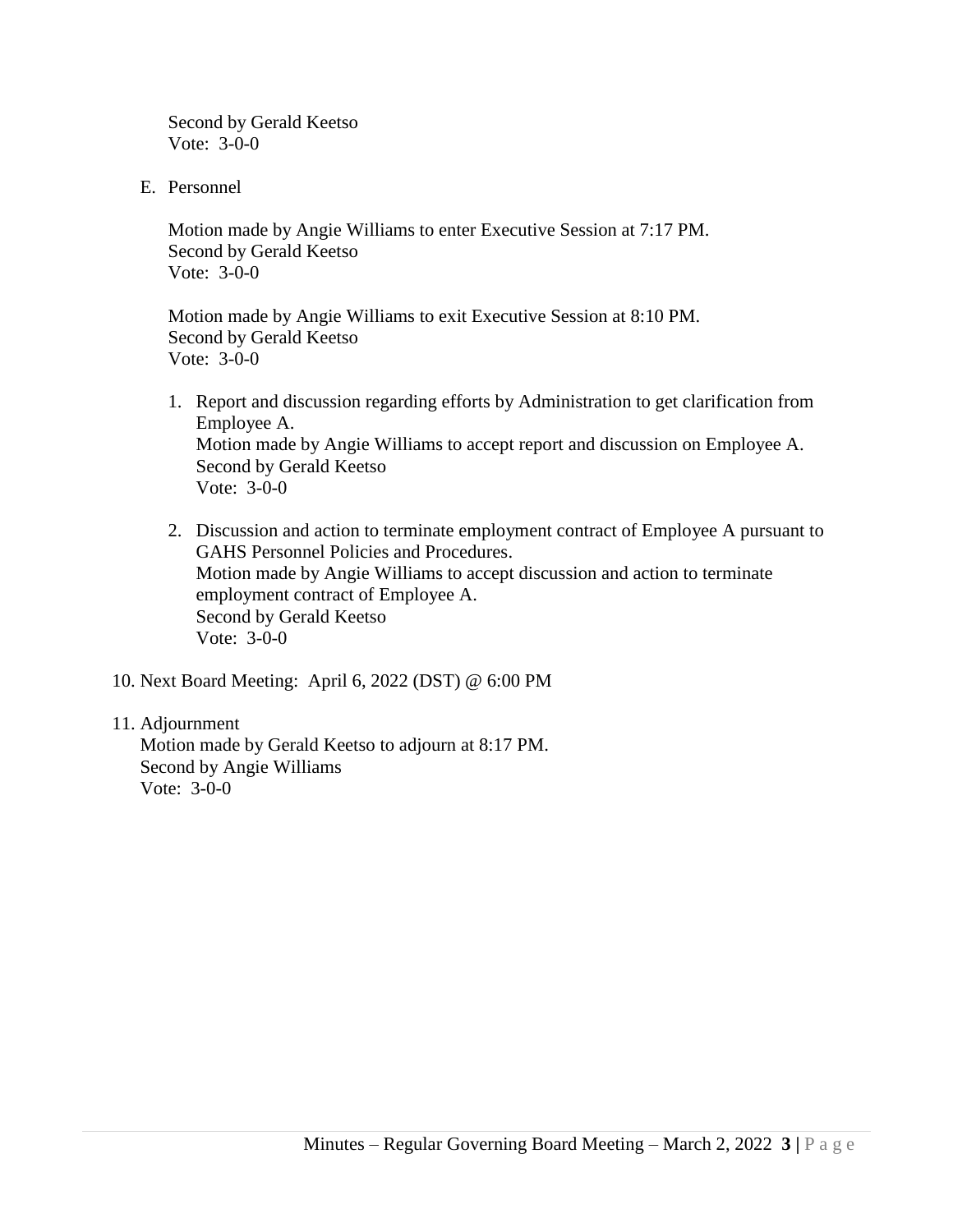Second by Gerald Keetso
Vote: 3-0-0

E. Personnel

Motion made by Angie Williams to enter Executive Session at 7:17 PM.
Second by Gerald Keetso
Vote: 3-0-0

Motion made by Angie Williams to exit Executive Session at 8:10 PM.
Second by Gerald Keetso
Vote: 3-0-0

1. Report and discussion regarding efforts by Administration to get clarification from Employee A.
   Motion made by Angie Williams to accept report and discussion on Employee A.
   Second by Gerald Keetso
   Vote: 3-0-0

2. Discussion and action to terminate employment contract of Employee A pursuant to GAHS Personnel Policies and Procedures.
   Motion made by Angie Williams to accept discussion and action to terminate employment contract of Employee A.
   Second by Gerald Keetso
   Vote: 3-0-0

10. Next Board Meeting: April 6, 2022 (DST) @ 6:00 PM

11. Adjournment
    Motion made by Gerald Keetso to adjourn at 8:17 PM.
    Second by Angie Williams
    Vote: 3-0-0